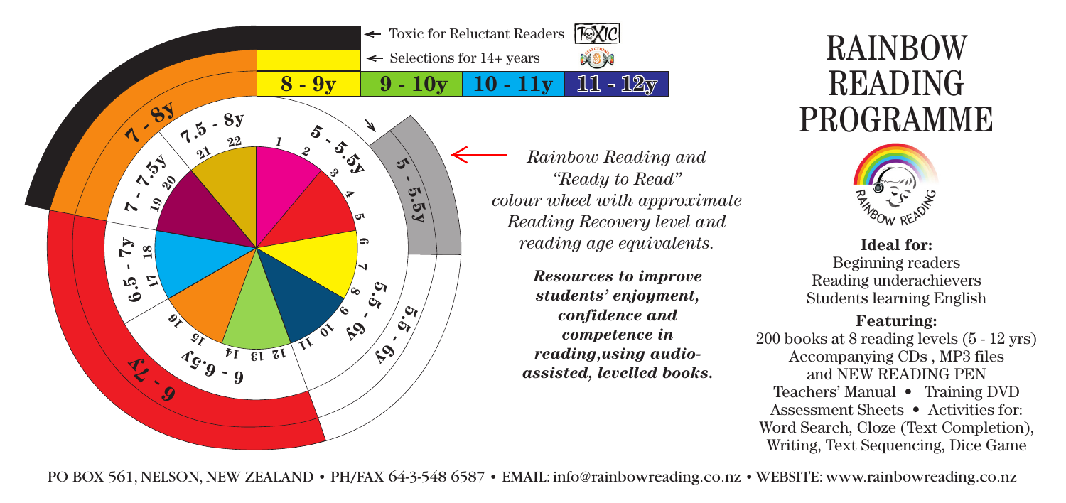# RAINBOW READING PROGRAMME

← Toxic for Reluctant Readers

← Selections for 14+ years

| 8 - 9y | 9 - 10y | 10 - 11y | 11 - 12y |
| --- | --- | --- | --- |

5 - 5.5y | 1 2 3 4 5

5.5 - 6y | 6 7 8 9 10 11

6 - 6.5y | 12 13 14 15 16

6.5 - 7y | 17 18

7 - 7.5y | 19 20

7.5 - 8y | 21 22

5 - 5.5y

5.5 - 6y

6 - 7y

7 - 8y

*Rainbow Reading and "Ready to Read" colour wheel with approximate Reading Recovery level and reading age equivalents.*

***Resources to improve students' enjoyment, confidence and competence in reading, using audio-assisted, levelled books.***

**Ideal for:**

Beginning readers
Reading underachievers
Students learning English

**Featuring:**

200 books at 8 reading levels (5 - 12 yrs)
Accompanying CDs , MP3 files and NEW READING PEN
Teachers' Manual • Training DVD
Assessment Sheets • Activities for:
Word Search, Cloze (Text Completion), Writing, Text Sequencing, Dice Game

PO BOX 561, NELSON, NEW ZEALAND • PH/FAX 64-3-548 6587 • EMAIL: info@rainbowreading.co.nz • WEBSITE: www.rainbowreading.co.nz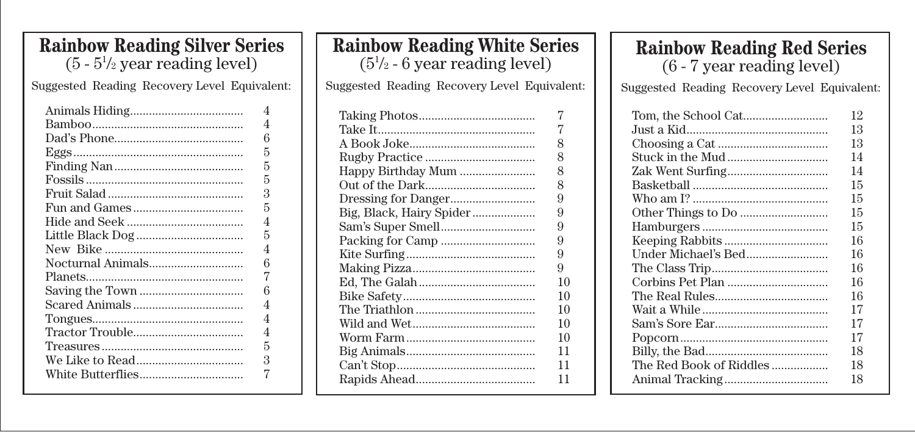## Rainbow Reading Silver Series

($5 - 5^1/_2$ year reading level)

Suggested Reading Recovery Level Equivalent:

| | |
|---|---|
| Animals Hiding | 4 |
| Bamboo | 4 |
| Dad's Phone | 6 |
| Eggs | 5 |
| Finding Nan | 5 |
| Fossils | 5 |
| Fruit Salad | 3 |
| Fun and Games | 5 |
| Hide and Seek | 4 |
| Little Black Dog | 5 |
| New Bike | 4 |
| Nocturnal Animals | 6 |
| Planets | 7 |
| Saving the Town | 6 |
| Scared Animals | 4 |
| Tongues | 4 |
| Tractor Trouble | 4 |
| Treasures | 5 |
| We Like to Read | 3 |
| White Butterflies | 7 |

## Rainbow Reading White Series

($5^1/_2 - 6$ year reading level)

Suggested Reading Recovery Level Equivalent:

| | |
|---|---|
| Taking Photos | 7 |
| Take It | 7 |
| A Book Joke | 8 |
| Rugby Practice | 8 |
| Happy Birthday Mum | 8 |
| Out of the Dark | 8 |
| Dressing for Danger | 9 |
| Big, Black, Hairy Spider | 9 |
| Sam's Super Smell | 9 |
| Packing for Camp | 9 |
| Kite Surfing | 9 |
| Making Pizza | 9 |
| Ed, The Galah | 10 |
| Bike Safety | 10 |
| The Triathlon | 10 |
| Wild and Wet | 10 |
| Worm Farm | 10 |
| Big Animals | 11 |
| Can't Stop | 11 |
| Rapids Ahead | 11 |

## Rainbow Reading Red Series

(6 - 7 year reading level)

Suggested Reading Recovery Level Equivalent:

| | |
|---|---|
| Tom, the School Cat | 12 |
| Just a Kid | 13 |
| Choosing a Cat | 13 |
| Stuck in the Mud | 14 |
| Zak Went Surfing | 14 |
| Basketball | 15 |
| Who am I? | 15 |
| Other Things to Do | 15 |
| Hamburgers | 15 |
| Keeping Rabbits | 16 |
| Under Michael's Bed | 16 |
| The Class Trip | 16 |
| Corbins Pet Plan | 16 |
| The Real Rules | 16 |
| Wait a While | 17 |
| Sam's Sore Ear | 17 |
| Popcorn | 17 |
| Billy, the Bad | 18 |
| The Red Book of Riddles | 18 |
| Animal Tracking | 18 |